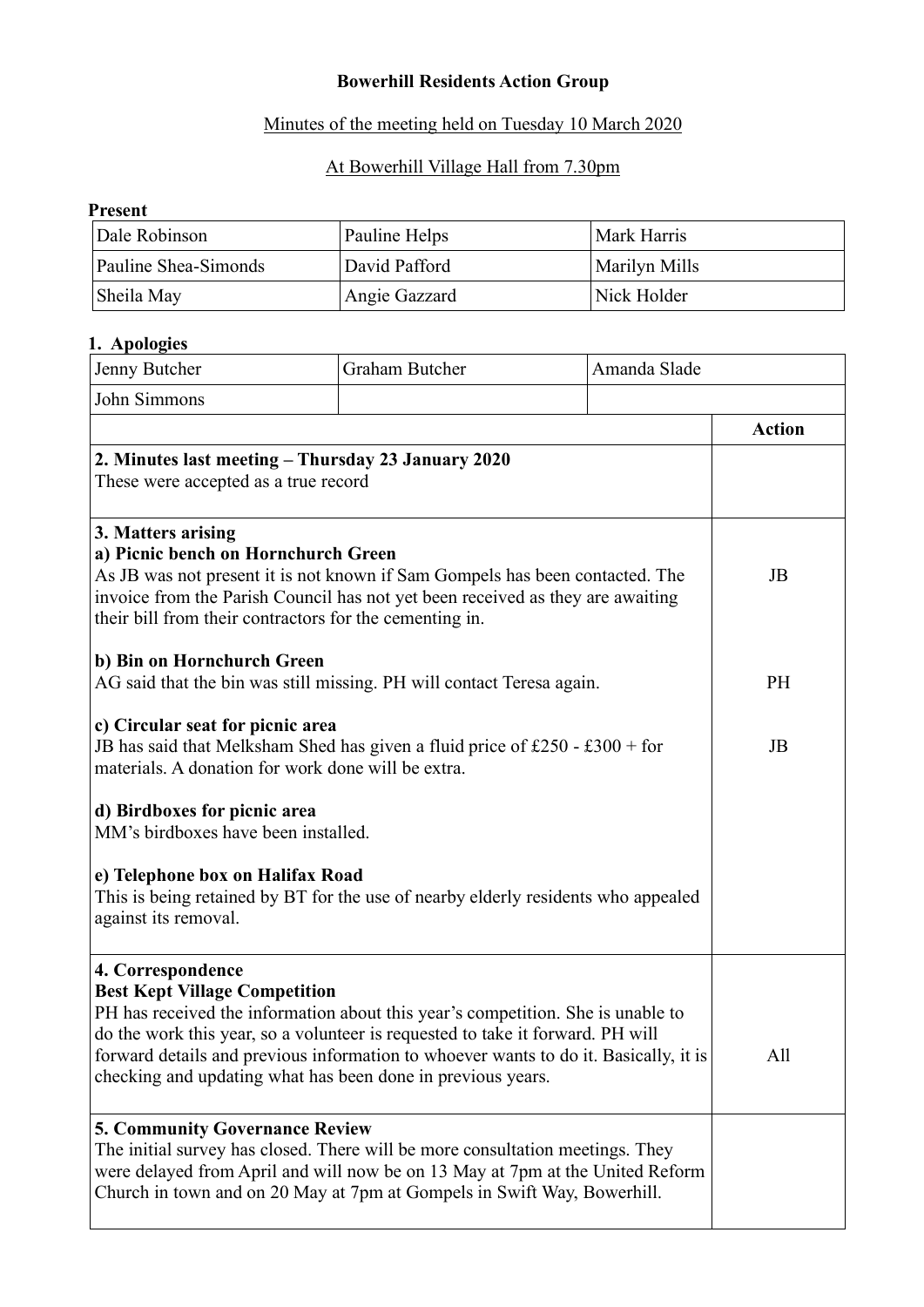**Bowerhill Residents Action Group**

Minutes of the meeting held on Tuesday 10 March 2020

At Bowerhill Village Hall from 7.30pm

**Present**

| | | |
|---|---|---|
| Dale Robinson | Pauline Helps | Mark Harris |
| Pauline Shea-Simonds | David Pafford | Marilyn Mills |
| Sheila May | Angie Gazzard | Nick Holder |

**1. Apologies**

| | | |
|---|---|---|
| Jenny Butcher | Graham Butcher | Amanda Slade |
| John Simmons | | |

| | Action |
|---|---|
| **2. Minutes last meeting – Thursday 23 January 2020**<br>These were accepted as a true record | |
| **3. Matters arising**<br>**a) Picnic bench on Hornchurch Green**<br>As JB was not present it is not known if Sam Gompels has been contacted. The invoice from the Parish Council has not yet been received as they are awaiting their bill from their contractors for the cementing in. | JB |
| **b) Bin on Hornchurch Green**<br>AG said that the bin was still missing. PH will contact Teresa again. | PH |
| **c) Circular seat for picnic area**<br>JB has said that Melksham Shed has given a fluid price of £250 - £300 + for materials. A donation for work done will be extra. | JB |
| **d) Birdboxes for picnic area**<br>MM's birdboxes have been installed. | |
| **e) Telephone box on Halifax Road**<br>This is being retained by BT for the use of nearby elderly residents who appealed against its removal. | |
| **4. Correspondence**<br>**Best Kept Village Competition**<br>PH has received the information about this year's competition. She is unable to do the work this year, so a volunteer is requested to take it forward. PH will forward details and previous information to whoever wants to do it. Basically, it is checking and updating what has been done in previous years. | All |
| **5. Community Governance Review**<br>The initial survey has closed. There will be more consultation meetings. They were delayed from April and will now be on 13 May at 7pm at the United Reform Church in town and on 20 May at 7pm at Gompels in Swift Way, Bowerhill. | |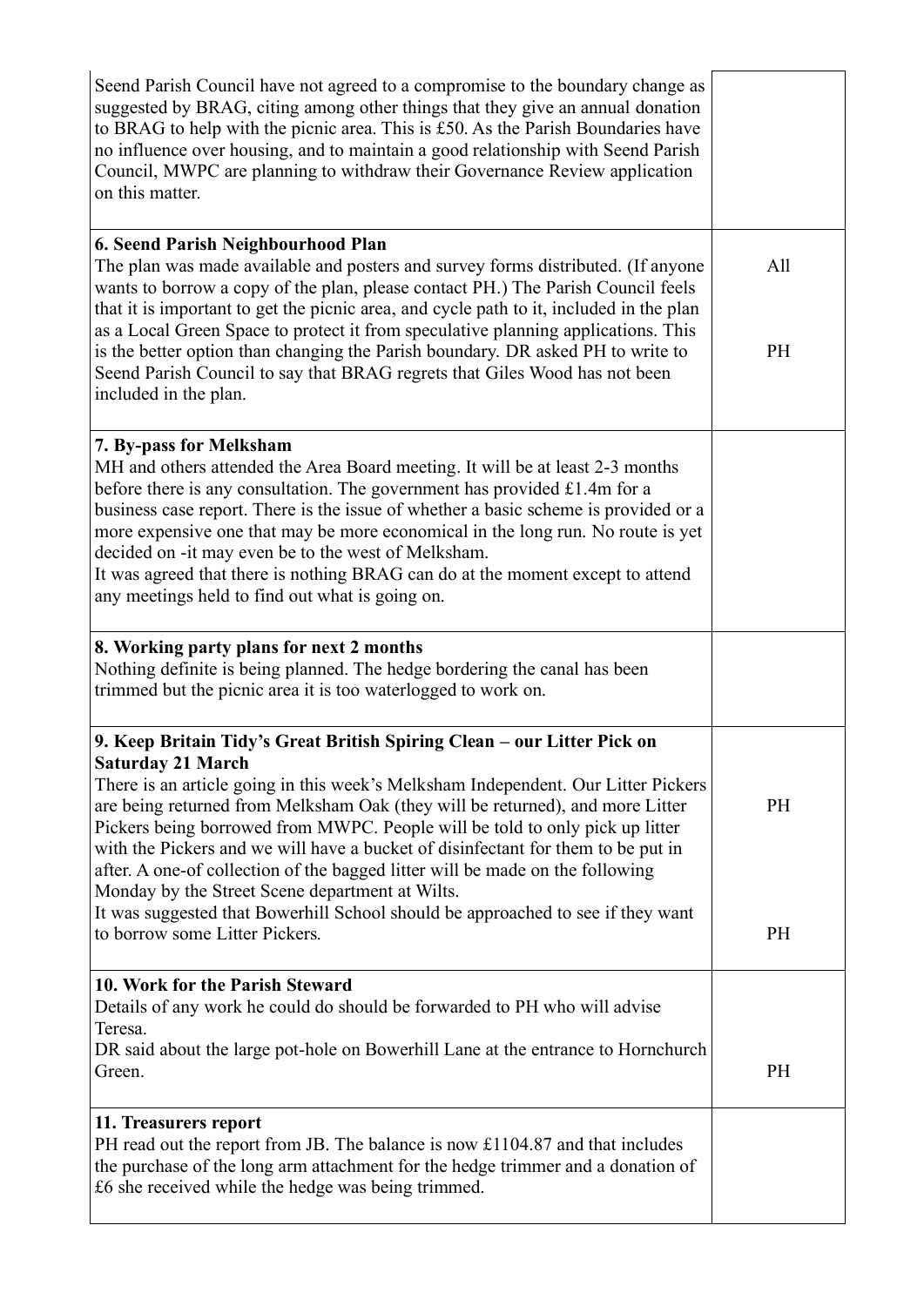| | |
|---|---|
| Seend Parish Council have not agreed to a compromise to the boundary change as suggested by BRAG, citing among other things that they give an annual donation to BRAG to help with the picnic area. This is £50. As the Parish Boundaries have no influence over housing, and to maintain a good relationship with Seend Parish Council, MWPC are planning to withdraw their Governance Review application on this matter. | |
| **6. Seend Parish Neighbourhood Plan**<br>The plan was made available and posters and survey forms distributed. (If anyone wants to borrow a copy of the plan, please contact PH.) The Parish Council feels that it is important to get the picnic area, and cycle path to it, included in the plan as a Local Green Space to protect it from speculative planning applications. This is the better option than changing the Parish boundary. DR asked PH to write to Seend Parish Council to say that BRAG regrets that Giles Wood has not been included in the plan. | All<br><br>PH |
| **7. By-pass for Melksham**<br>MH and others attended the Area Board meeting. It will be at least 2-3 months before there is any consultation. The government has provided £1.4m for a business case report. There is the issue of whether a basic scheme is provided or a more expensive one that may be more economical in the long run. No route is yet decided on -it may even be to the west of Melksham.<br>It was agreed that there is nothing BRAG can do at the moment except to attend any meetings held to find out what is going on. | |
| **8. Working party plans for next 2 months**<br>Nothing definite is being planned. The hedge bordering the canal has been trimmed but the picnic area it is too waterlogged to work on. | |
| **9. Keep Britain Tidy's Great British Spiring Clean – our Litter Pick on Saturday 21 March**<br>There is an article going in this week's Melksham Independent. Our Litter Pickers are being returned from Melksham Oak (they will be returned), and more Litter Pickers being borrowed from MWPC. People will be told to only pick up litter with the Pickers and we will have a bucket of disinfectant for them to be put in after. A one-of collection of the bagged litter will be made on the following Monday by the Street Scene department at Wilts.<br>It was suggested that Bowerhill School should be approached to see if they want to borrow some Litter Pickers. | PH<br><br>PH |
| **10. Work for the Parish Steward**<br>Details of any work he could do should be forwarded to PH who will advise Teresa.<br>DR said about the large pot-hole on Bowerhill Lane at the entrance to Hornchurch Green. | PH |
| **11. Treasurers report**<br>PH read out the report from JB. The balance is now £1104.87 and that includes the purchase of the long arm attachment for the hedge trimmer and a donation of £6 she received while the hedge was being trimmed. | |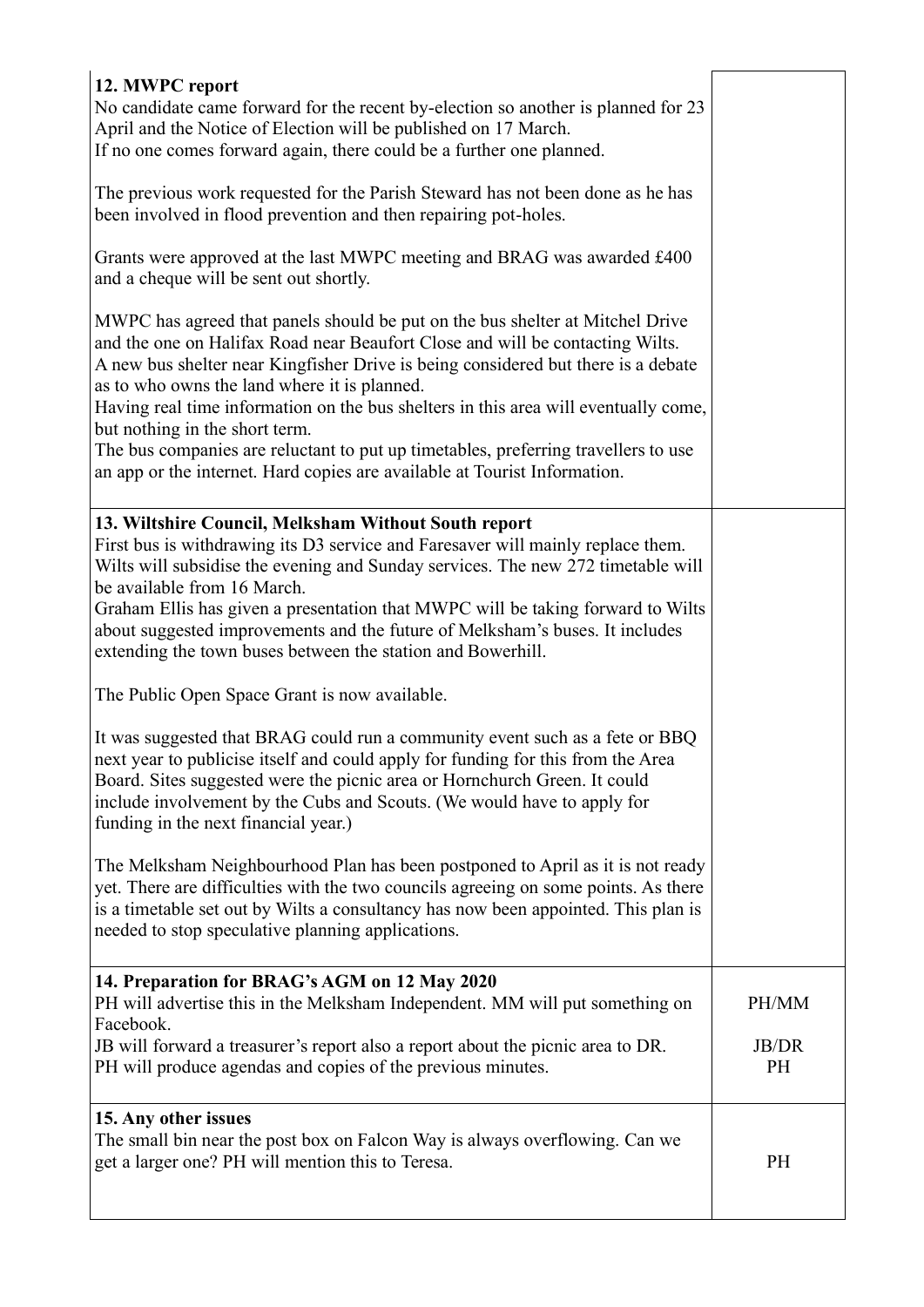| | |
|---|---|
| **12. MWPC report**<br>No candidate came forward for the recent by-election so another is planned for 23 April and the Notice of Election will be published on 17 March.<br>If no one comes forward again, there could be a further one planned.<br><br>The previous work requested for the Parish Steward has not been done as he has been involved in flood prevention and then repairing pot-holes.<br><br>Grants were approved at the last MWPC meeting and BRAG was awarded £400 and a cheque will be sent out shortly.<br><br>MWPC has agreed that panels should be put on the bus shelter at Mitchel Drive and the one on Halifax Road near Beaufort Close and will be contacting Wilts.<br>A new bus shelter near Kingfisher Drive is being considered but there is a debate as to who owns the land where it is planned.<br>Having real time information on the bus shelters in this area will eventually come, but nothing in the short term.<br>The bus companies are reluctant to put up timetables, preferring travellers to use an app or the internet. Hard copies are available at Tourist Information. | |
| **13. Wiltshire Council, Melksham Without South report**<br>First bus is withdrawing its D3 service and Faresaver will mainly replace them. Wilts will subsidise the evening and Sunday services. The new 272 timetable will be available from 16 March.<br>Graham Ellis has given a presentation that MWPC will be taking forward to Wilts about suggested improvements and the future of Melksham's buses. It includes extending the town buses between the station and Bowerhill.<br><br>The Public Open Space Grant is now available.<br><br>It was suggested that BRAG could run a community event such as a fete or BBQ next year to publicise itself and could apply for funding for this from the Area Board. Sites suggested were the picnic area or Hornchurch Green. It could include involvement by the Cubs and Scouts. (We would have to apply for funding in the next financial year.)<br><br>The Melksham Neighbourhood Plan has been postponed to April as it is not ready yet. There are difficulties with the two councils agreeing on some points. As there is a timetable set out by Wilts a consultancy has now been appointed. This plan is needed to stop speculative planning applications. | |
| **14. Preparation for BRAG's AGM on 12 May 2020**<br>PH will advertise this in the Melksham Independent. MM will put something on Facebook.<br>JB will forward a treasurer's report also a report about the picnic area to DR.<br>PH will produce agendas and copies of the previous minutes. | PH/MM<br><br>JB/DR<br>PH |
| **15. Any other issues**<br>The small bin near the post box on Falcon Way is always overflowing. Can we get a larger one? PH will mention this to Teresa. | PH |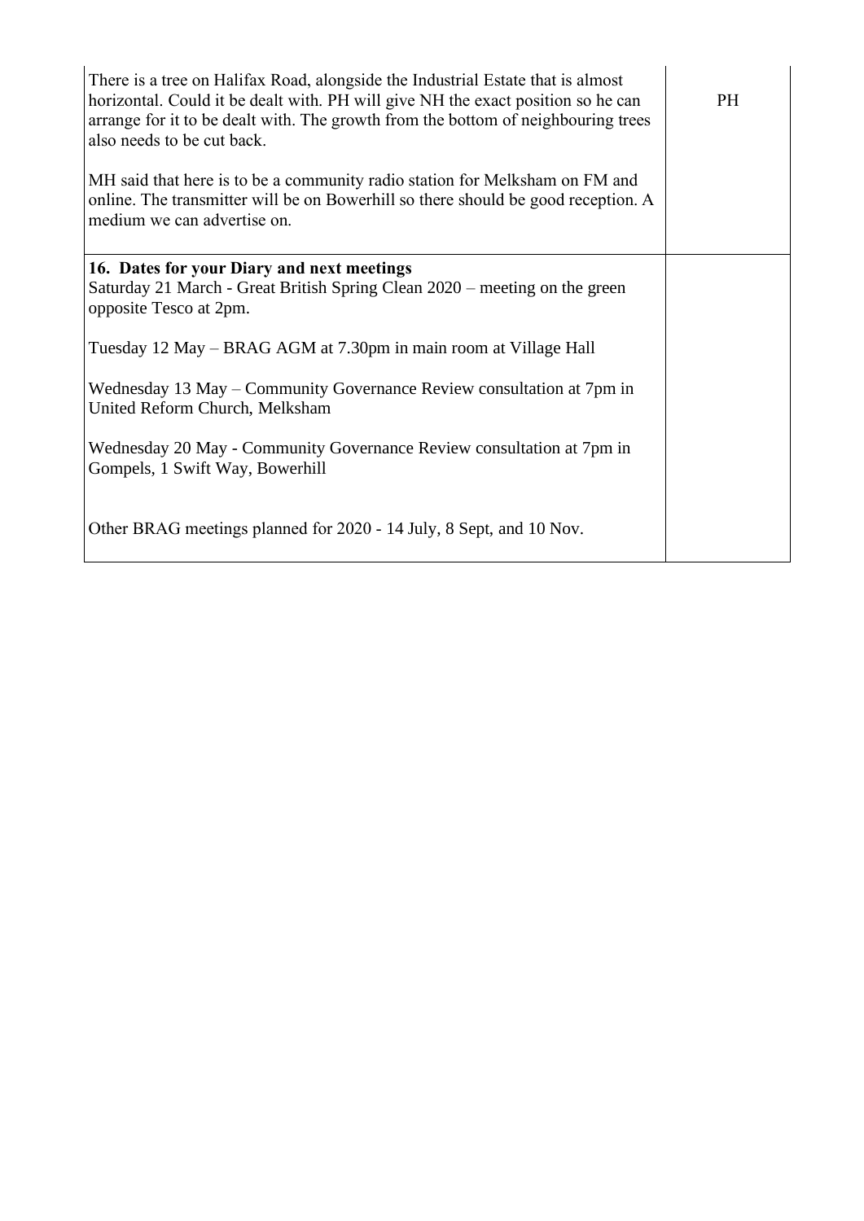| | |
|---|---|
| There is a tree on Halifax Road, alongside the Industrial Estate that is almost horizontal. Could it be dealt with. PH will give NH the exact position so he can arrange for it to be dealt with. The growth from the bottom of neighbouring trees also needs to be cut back.<br><br>MH said that here is to be a community radio station for Melksham on FM and online. The transmitter will be on Bowerhill so there should be good reception. A medium we can advertise on. | PH |
| **16. Dates for your Diary and next meetings**<br>Saturday 21 March - Great British Spring Clean 2020 – meeting on the green opposite Tesco at 2pm.<br><br>Tuesday 12 May – BRAG AGM at 7.30pm in main room at Village Hall<br><br>Wednesday 13 May – Community Governance Review consultation at 7pm in United Reform Church, Melksham<br><br>Wednesday 20 May - Community Governance Review consultation at 7pm in Gompels, 1 Swift Way, Bowerhill<br><br>Other BRAG meetings planned for 2020 - 14 July, 8 Sept, and 10 Nov. | |